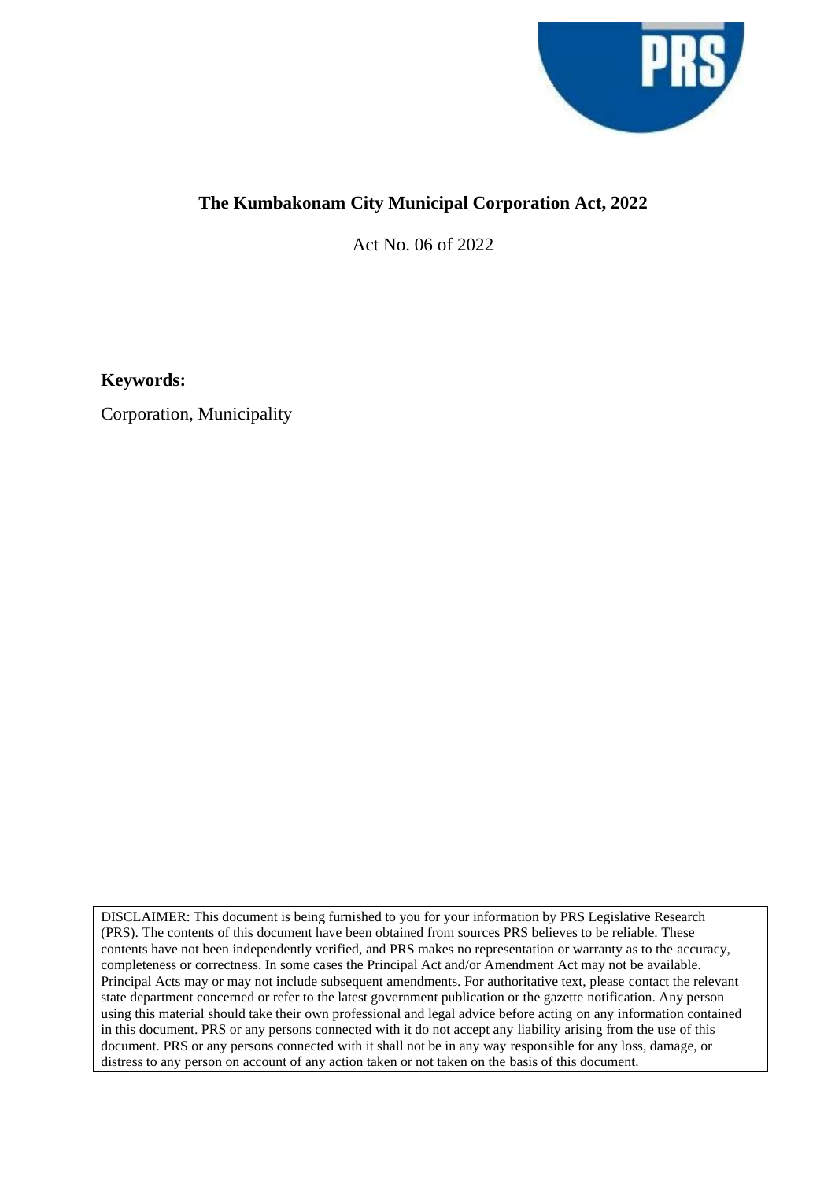# The Kumbakonam City Municipal Corporation Act, 2022

Act No. 06 of 2022

**Keywords:**

Corporation, Municipality

DISCLAIMER: This document is being furnished to you for your information by PRS Legislative Research (PRS). The contents of this document have been obtained from sources PRS believes to be reliable. These contents have not been independently verified, and PRS makes no representation or warranty as to the accuracy, completeness or correctness. In some cases the Principal Act and/or Amendment Act may not be available. Principal Acts may or may not include subsequent amendments. For authoritative text, please contact the relevant state department concerned or refer to the latest government publication or the gazette notification. Any person using this material should take their own professional and legal advice before acting on any information contained in this document. PRS or any persons connected with it do not accept any liability arising from the use of this document. PRS or any persons connected with it shall not be in any way responsible for any loss, damage, or distress to any person on account of any action taken or not taken on the basis of this document.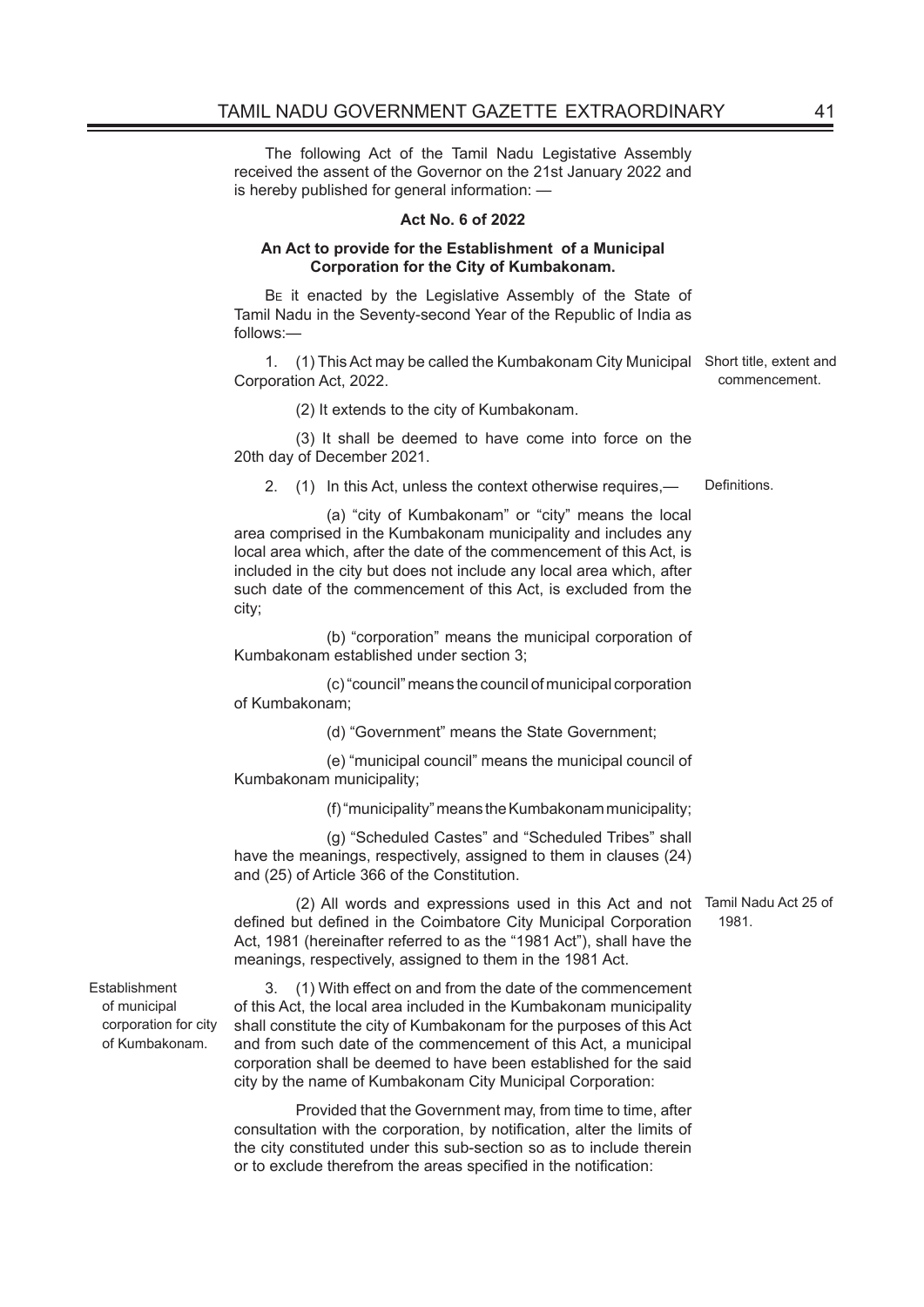The following Act of the Tamil Nadu Legislative Assembly received the assent of the Governor on the 21st January 2022 and is hereby published for general information: —

**Act No. 6 of 2022**

**An Act to provide for the Establishment of a Municipal Corporation for the City of Kumbakonam.**

BE it enacted by the Legislative Assembly of the State of Tamil Nadu in the Seventy-second Year of the Republic of India as follows:—

*Short title, extent and commencement.*

1. (1) This Act may be called the Kumbakonam City Municipal Corporation Act, 2022.

(2) It extends to the city of Kumbakonam.

(3) It shall be deemed to have come into force on the 20th day of December 2021.

*Definitions.*

2. (1) In this Act, unless the context otherwise requires,—

(a) "city of Kumbakonam" or "city" means the local area comprised in the Kumbakonam municipality and includes any local area which, after the date of the commencement of this Act, is included in the city but does not include any local area which, after such date of the commencement of this Act, is excluded from the city;

(b) "corporation" means the municipal corporation of Kumbakonam established under section 3;

(c) "council" means the council of municipal corporation of Kumbakonam;

(d) "Government" means the State Government;

(e) "municipal council" means the municipal council of Kumbakonam municipality;

(f) "municipality" means the Kumbakonam municipality;

(g) "Scheduled Castes" and "Scheduled Tribes" shall have the meanings, respectively, assigned to them in clauses (24) and (25) of Article 366 of the Constitution.

*Tamil Nadu Act 25 of 1981.*

(2) All words and expressions used in this Act and not defined but defined in the Coimbatore City Municipal Corporation Act, 1981 (hereinafter referred to as the "1981 Act"), shall have the meanings, respectively, assigned to them in the 1981 Act.

*Establishment of municipal corporation for city of Kumbakonam.*

3. (1) With effect on and from the date of the commencement of this Act, the local area included in the Kumbakonam municipality shall constitute the city of Kumbakonam for the purposes of this Act and from such date of the commencement of this Act, a municipal corporation shall be deemed to have been established for the said city by the name of Kumbakonam City Municipal Corporation:

Provided that the Government may, from time to time, after consultation with the corporation, by notification, alter the limits of the city constituted under this sub-section so as to include therein or to exclude therefrom the areas specified in the notification: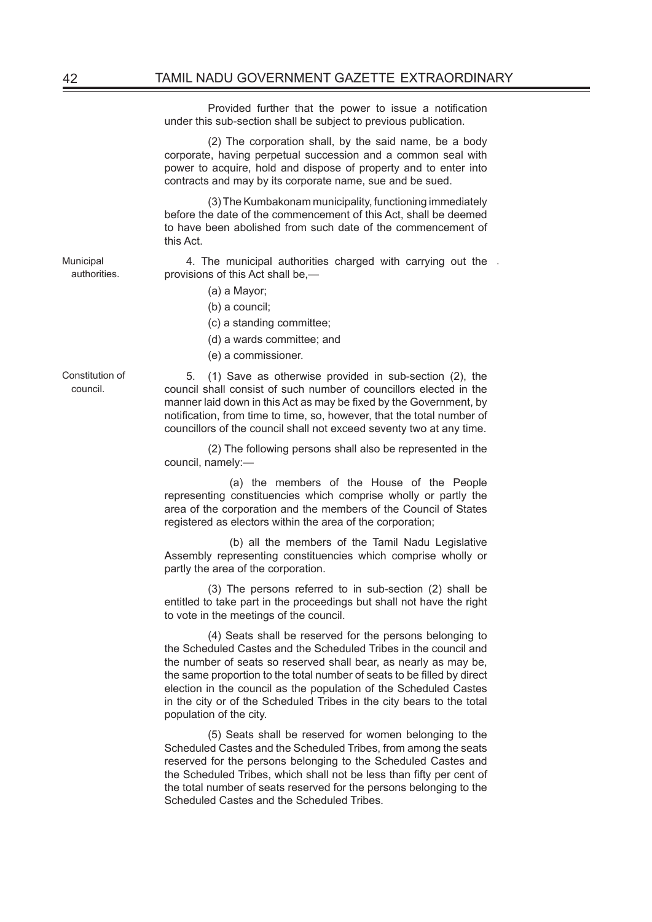Provided further that the power to issue a notification under this sub-section shall be subject to previous publication.

(2) The corporation shall, by the said name, be a body corporate, having perpetual succession and a common seal with power to acquire, hold and dispose of property and to enter into contracts and may by its corporate name, sue and be sued.

(3) The Kumbakonam municipality, functioning immediately before the date of the commencement of this Act, shall be deemed to have been abolished from such date of the commencement of this Act.

Municipal authorities.

4. The municipal authorities charged with carrying out the provisions of this Act shall be,—

(a) a Mayor;

(b) a council;

(c) a standing committee;

(d) a wards committee; and

(e) a commissioner.

Constitution of council.

5. (1) Save as otherwise provided in sub-section (2), the council shall consist of such number of councillors elected in the manner laid down in this Act as may be fixed by the Government, by notification, from time to time, so, however, that the total number of councillors of the council shall not exceed seventy two at any time.

(2) The following persons shall also be represented in the council, namely:—

(a) the members of the House of the People representing constituencies which comprise wholly or partly the area of the corporation and the members of the Council of States registered as electors within the area of the corporation;

(b) all the members of the Tamil Nadu Legislative Assembly representing constituencies which comprise wholly or partly the area of the corporation.

(3) The persons referred to in sub-section (2) shall be entitled to take part in the proceedings but shall not have the right to vote in the meetings of the council.

(4) Seats shall be reserved for the persons belonging to the Scheduled Castes and the Scheduled Tribes in the council and the number of seats so reserved shall bear, as nearly as may be, the same proportion to the total number of seats to be filled by direct election in the council as the population of the Scheduled Castes in the city or of the Scheduled Tribes in the city bears to the total population of the city.

(5) Seats shall be reserved for women belonging to the Scheduled Castes and the Scheduled Tribes, from among the seats reserved for the persons belonging to the Scheduled Castes and the Scheduled Tribes, which shall not be less than fifty per cent of the total number of seats reserved for the persons belonging to the Scheduled Castes and the Scheduled Tribes.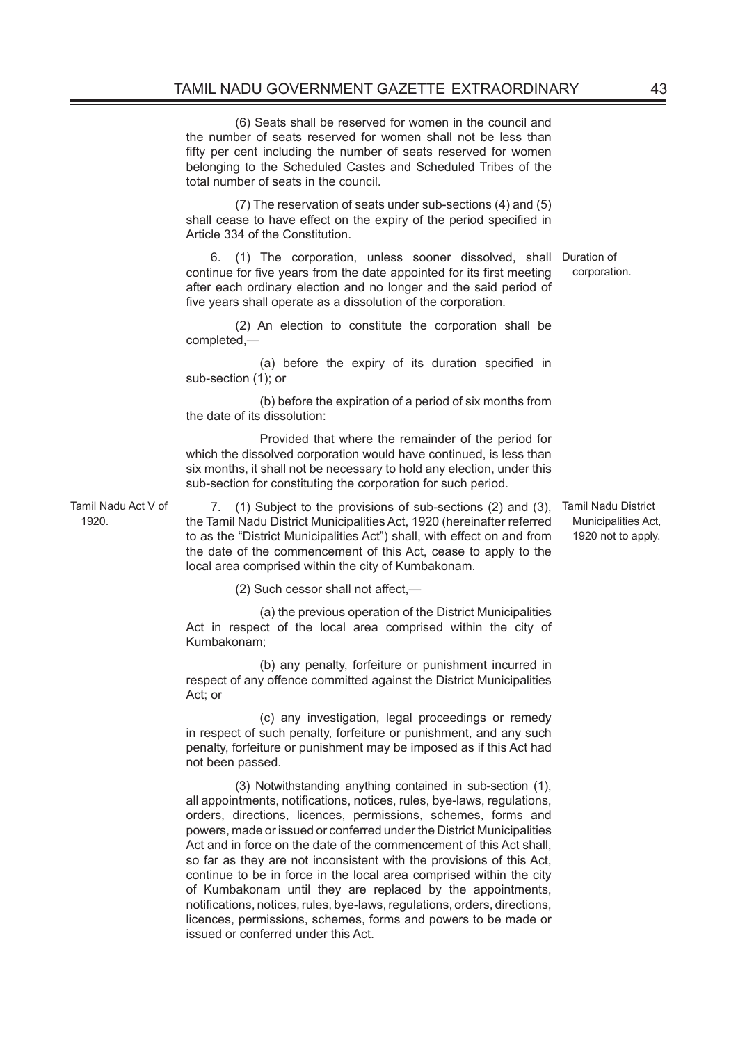(6) Seats shall be reserved for women in the council and the number of seats reserved for women shall not be less than fifty per cent including the number of seats reserved for women belonging to the Scheduled Castes and Scheduled Tribes of the total number of seats in the council.

(7) The reservation of seats under sub-sections (4) and (5) shall cease to have effect on the expiry of the period specified in Article 334 of the Constitution.

**Duration of corporation.**

6. (1) The corporation, unless sooner dissolved, shall continue for five years from the date appointed for its first meeting after each ordinary election and no longer and the said period of five years shall operate as a dissolution of the corporation.

(2) An election to constitute the corporation shall be completed,—

(a) before the expiry of its duration specified in sub-section (1); or

(b) before the expiration of a period of six months from the date of its dissolution:

Provided that where the remainder of the period for which the dissolved corporation would have continued, is less than six months, it shall not be necessary to hold any election, under this sub-section for constituting the corporation for such period.

**Tamil Nadu District Municipalities Act, 1920 not to apply.**

Tamil Nadu Act V of 1920.

7. (1) Subject to the provisions of sub-sections (2) and (3), the Tamil Nadu District Municipalities Act, 1920 (hereinafter referred to as the "District Municipalities Act") shall, with effect on and from the date of the commencement of this Act, cease to apply to the local area comprised within the city of Kumbakonam.

(2) Such cessor shall not affect,—

(a) the previous operation of the District Municipalities Act in respect of the local area comprised within the city of Kumbakonam;

(b) any penalty, forfeiture or punishment incurred in respect of any offence committed against the District Municipalities Act; or

(c) any investigation, legal proceedings or remedy in respect of such penalty, forfeiture or punishment, and any such penalty, forfeiture or punishment may be imposed as if this Act had not been passed.

(3) Notwithstanding anything contained in sub-section (1), all appointments, notifications, notices, rules, bye-laws, regulations, orders, directions, licences, permissions, schemes, forms and powers, made or issued or conferred under the District Municipalities Act and in force on the date of the commencement of this Act shall, so far as they are not inconsistent with the provisions of this Act, continue to be in force in the local area comprised within the city of Kumbakonam until they are replaced by the appointments, notifications, notices, rules, bye-laws, regulations, orders, directions, licences, permissions, schemes, forms and powers to be made or issued or conferred under this Act.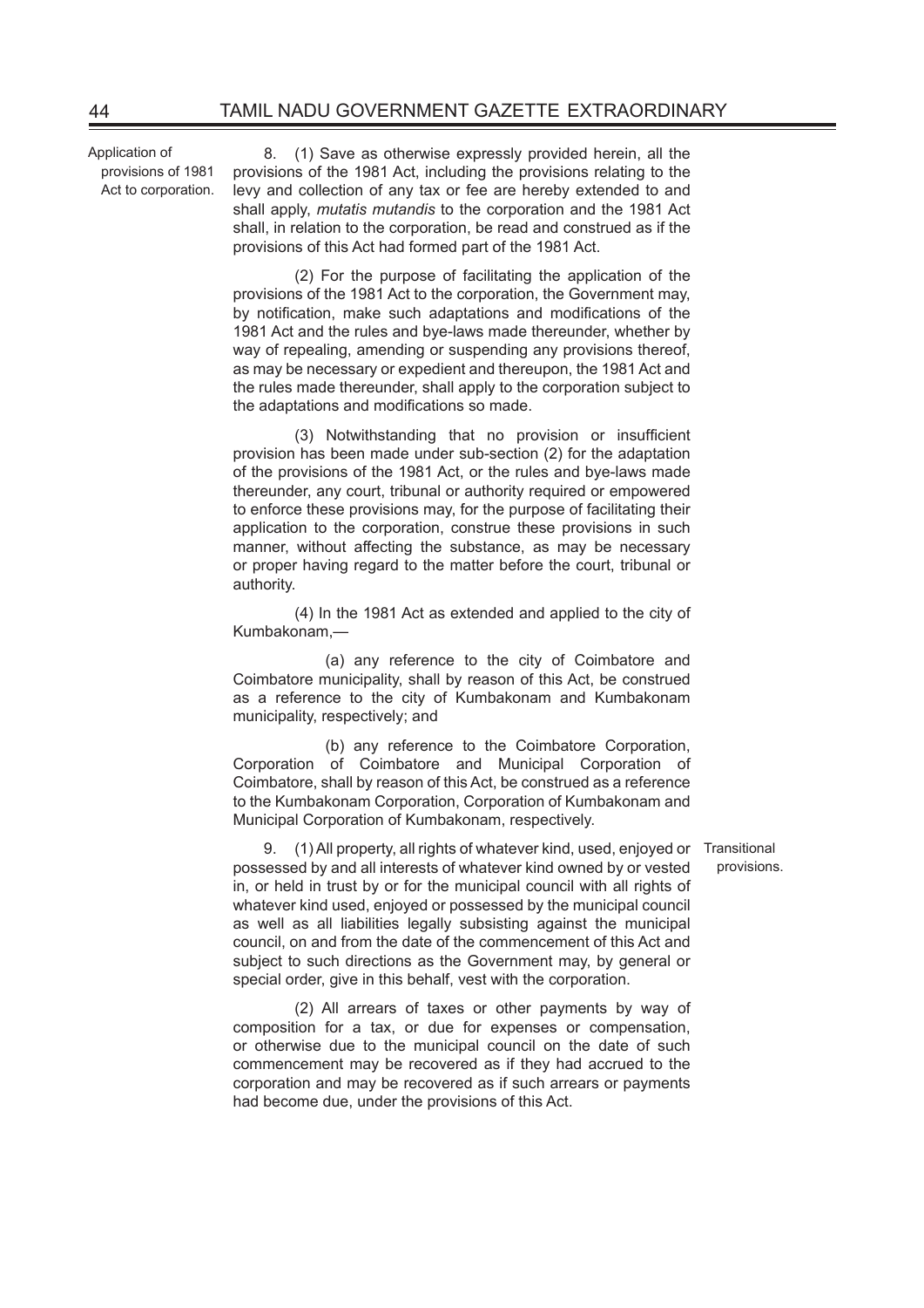**Application of provisions of 1981 Act to corporation.**

8. (1) Save as otherwise expressly provided herein, all the provisions of the 1981 Act, including the provisions relating to the levy and collection of any tax or fee are hereby extended to and shall apply, *mutatis mutandis* to the corporation and the 1981 Act shall, in relation to the corporation, be read and construed as if the provisions of this Act had formed part of the 1981 Act.

(2) For the purpose of facilitating the application of the provisions of the 1981 Act to the corporation, the Government may, by notification, make such adaptations and modifications of the 1981 Act and the rules and bye-laws made thereunder, whether by way of repealing, amending or suspending any provisions thereof, as may be necessary or expedient and thereupon, the 1981 Act and the rules made thereunder, shall apply to the corporation subject to the adaptations and modifications so made.

(3) Notwithstanding that no provision or insufficient provision has been made under sub-section (2) for the adaptation of the provisions of the 1981 Act, or the rules and bye-laws made thereunder, any court, tribunal or authority required or empowered to enforce these provisions may, for the purpose of facilitating their application to the corporation, construe these provisions in such manner, without affecting the substance, as may be necessary or proper having regard to the matter before the court, tribunal or authority.

(4) In the 1981 Act as extended and applied to the city of Kumbakonam,—

(a) any reference to the city of Coimbatore and Coimbatore municipality, shall by reason of this Act, be construed as a reference to the city of Kumbakonam and Kumbakonam municipality, respectively; and

(b) any reference to the Coimbatore Corporation, Corporation of Coimbatore and Municipal Corporation of Coimbatore, shall by reason of this Act, be construed as a reference to the Kumbakonam Corporation, Corporation of Kumbakonam and Municipal Corporation of Kumbakonam, respectively.

**Transitional provisions.**

9. (1) All property, all rights of whatever kind, used, enjoyed or possessed by and all interests of whatever kind owned by or vested in, or held in trust by or for the municipal council with all rights of whatever kind used, enjoyed or possessed by the municipal council as well as all liabilities legally subsisting against the municipal council, on and from the date of the commencement of this Act and subject to such directions as the Government may, by general or special order, give in this behalf, vest with the corporation.

(2) All arrears of taxes or other payments by way of composition for a tax, or due for expenses or compensation, or otherwise due to the municipal council on the date of such commencement may be recovered as if they had accrued to the corporation and may be recovered as if such arrears or payments had become due, under the provisions of this Act.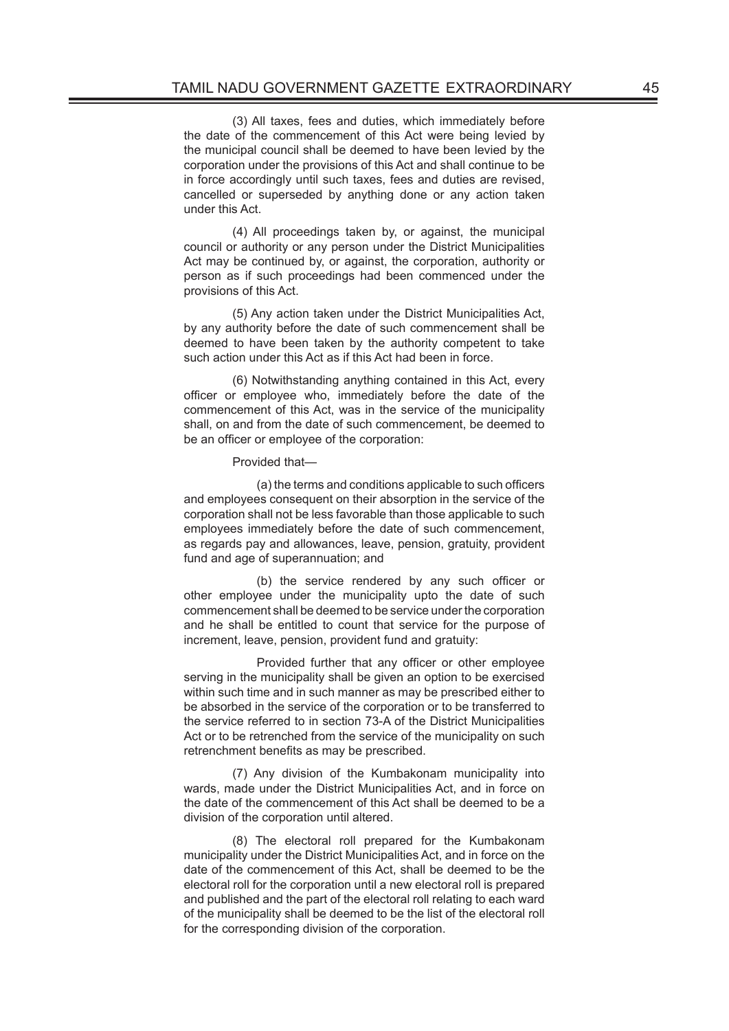(3) All taxes, fees and duties, which immediately before the date of the commencement of this Act were being levied by the municipal council shall be deemed to have been levied by the corporation under the provisions of this Act and shall continue to be in force accordingly until such taxes, fees and duties are revised, cancelled or superseded by anything done or any action taken under this Act.

(4) All proceedings taken by, or against, the municipal council or authority or any person under the District Municipalities Act may be continued by, or against, the corporation, authority or person as if such proceedings had been commenced under the provisions of this Act.

(5) Any action taken under the District Municipalities Act, by any authority before the date of such commencement shall be deemed to have been taken by the authority competent to take such action under this Act as if this Act had been in force.

(6) Notwithstanding anything contained in this Act, every officer or employee who, immediately before the date of the commencement of this Act, was in the service of the municipality shall, on and from the date of such commencement, be deemed to be an officer or employee of the corporation:

Provided that—

(a) the terms and conditions applicable to such officers and employees consequent on their absorption in the service of the corporation shall not be less favorable than those applicable to such employees immediately before the date of such commencement, as regards pay and allowances, leave, pension, gratuity, provident fund and age of superannuation; and

(b) the service rendered by any such officer or other employee under the municipality upto the date of such commencement shall be deemed to be service under the corporation and he shall be entitled to count that service for the purpose of increment, leave, pension, provident fund and gratuity:

Provided further that any officer or other employee serving in the municipality shall be given an option to be exercised within such time and in such manner as may be prescribed either to be absorbed in the service of the corporation or to be transferred to the service referred to in section 73-A of the District Municipalities Act or to be retrenched from the service of the municipality on such retrenchment benefits as may be prescribed.

(7) Any division of the Kumbakonam municipality into wards, made under the District Municipalities Act, and in force on the date of the commencement of this Act shall be deemed to be a division of the corporation until altered.

(8) The electoral roll prepared for the Kumbakonam municipality under the District Municipalities Act, and in force on the date of the commencement of this Act, shall be deemed to be the electoral roll for the corporation until a new electoral roll is prepared and published and the part of the electoral roll relating to each ward of the municipality shall be deemed to be the list of the electoral roll for the corresponding division of the corporation.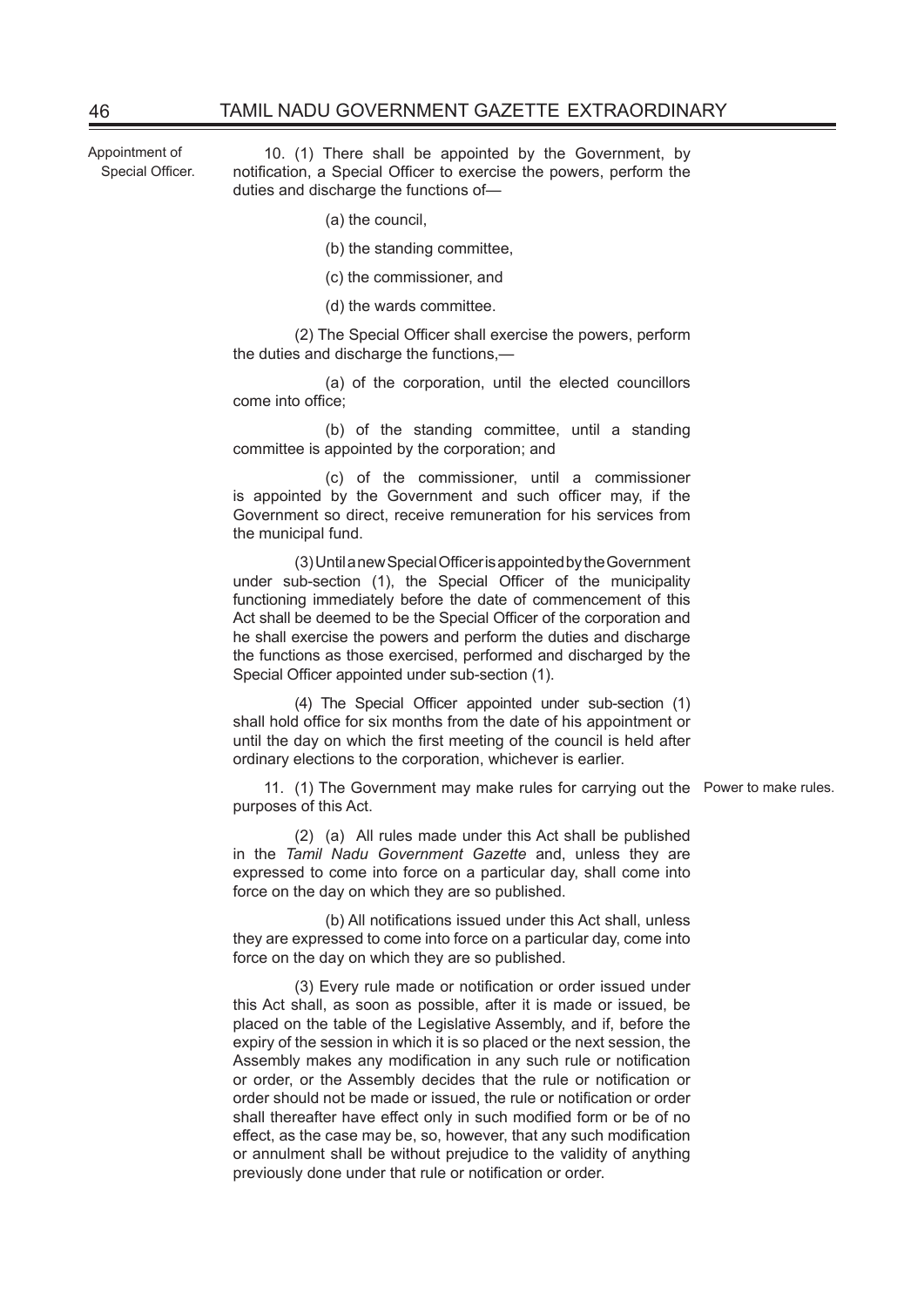Appointment of Special Officer.

10. (1) There shall be appointed by the Government, by notification, a Special Officer to exercise the powers, perform the duties and discharge the functions of—

(a) the council,

(b) the standing committee,

(c) the commissioner, and

(d) the wards committee.

(2) The Special Officer shall exercise the powers, perform the duties and discharge the functions,—

(a) of the corporation, until the elected councillors come into office;

(b) of the standing committee, until a standing committee is appointed by the corporation; and

(c) of the commissioner, until a commissioner is appointed by the Government and such officer may, if the Government so direct, receive remuneration for his services from the municipal fund.

(3) Until a new Special Officer is appointed by the Government under sub-section (1), the Special Officer of the municipality functioning immediately before the date of commencement of this Act shall be deemed to be the Special Officer of the corporation and he shall exercise the powers and perform the duties and discharge the functions as those exercised, performed and discharged by the Special Officer appointed under sub-section (1).

(4) The Special Officer appointed under sub-section (1) shall hold office for six months from the date of his appointment or until the day on which the first meeting of the council is held after ordinary elections to the corporation, whichever is earlier.

Power to make rules.

11. (1) The Government may make rules for carrying out the purposes of this Act.

(2) (a) All rules made under this Act shall be published in the *Tamil Nadu Government Gazette* and, unless they are expressed to come into force on a particular day, shall come into force on the day on which they are so published.

(b) All notifications issued under this Act shall, unless they are expressed to come into force on a particular day, come into force on the day on which they are so published.

(3) Every rule made or notification or order issued under this Act shall, as soon as possible, after it is made or issued, be placed on the table of the Legislative Assembly, and if, before the expiry of the session in which it is so placed or the next session, the Assembly makes any modification in any such rule or notification or order, or the Assembly decides that the rule or notification or order should not be made or issued, the rule or notification or order shall thereafter have effect only in such modified form or be of no effect, as the case may be, so, however, that any such modification or annulment shall be without prejudice to the validity of anything previously done under that rule or notification or order.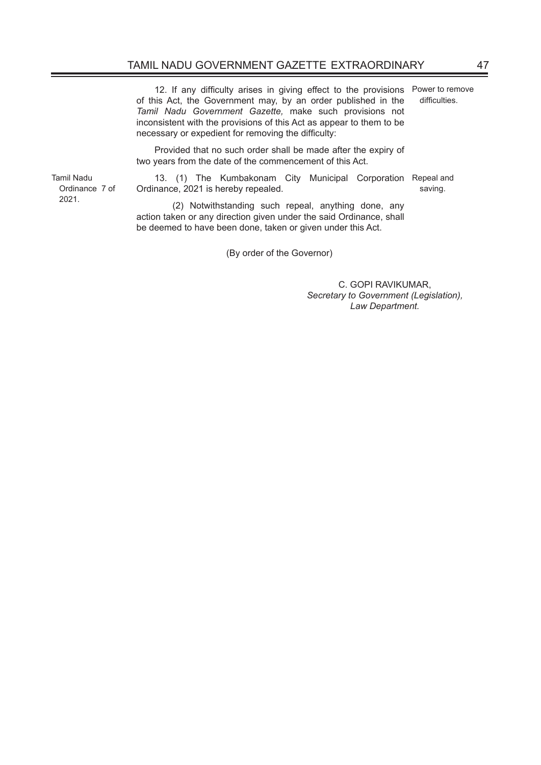12. If any difficulty arises in giving effect to the provisions of this Act, the Government may, by an order published in the *Tamil Nadu Government Gazette,* make such provisions not inconsistent with the provisions of this Act as appear to them to be necessary or expedient for removing the difficulty:

Power to remove difficulties.

Provided that no such order shall be made after the expiry of two years from the date of the commencement of this Act.

Tamil Nadu Ordinance 7 of 2021.

13. (1) The Kumbakonam City Municipal Corporation Ordinance, 2021 is hereby repealed.

Repeal and saving.

(2) Notwithstanding such repeal, anything done, any action taken or any direction given under the said Ordinance, shall be deemed to have been done, taken or given under this Act.

(By order of the Governor)

C. GOPI RAVIKUMAR,
*Secretary to Government (Legislation),*
*Law Department.*